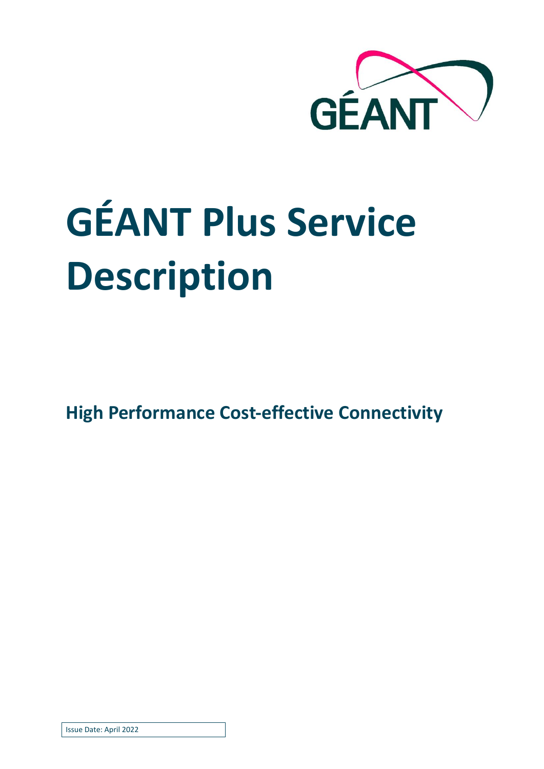# GÉANT Plus Service Description

## High Performance Cost-effective Connectivity

Issue Date: April 2022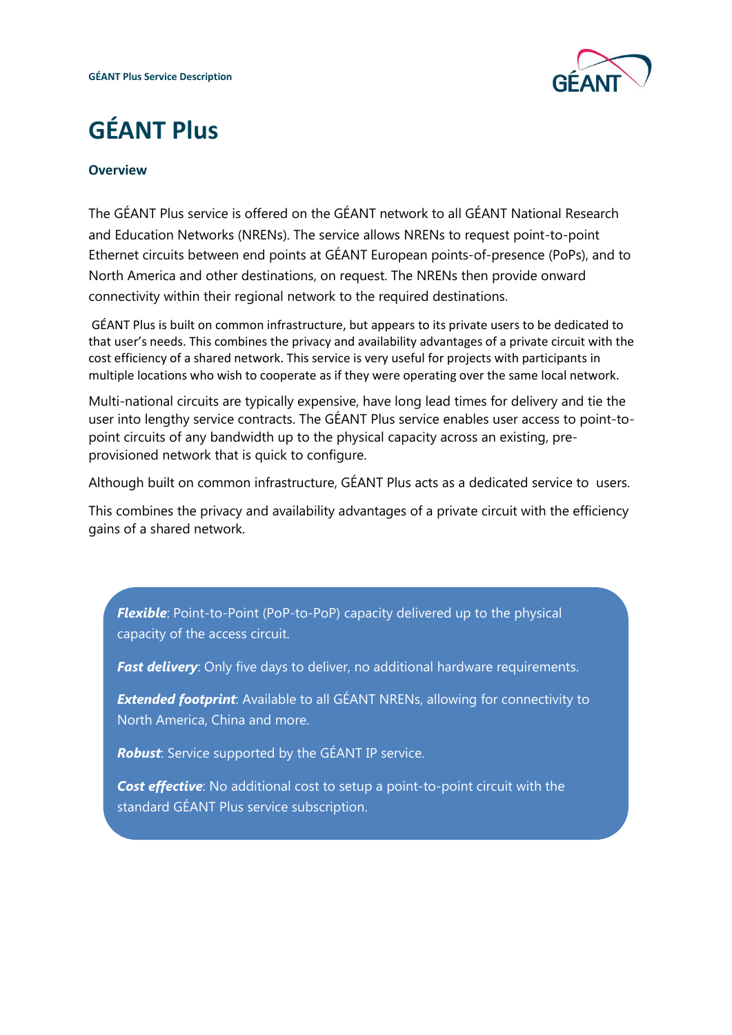# GÉANT Plus

## Overview

The GÉANT Plus service is offered on the GÉANT network to all GÉANT National Research and Education Networks (NRENs). The service allows NRENs to request point-to-point Ethernet circuits between end points at GÉANT European points-of-presence (PoPs), and to North America and other destinations, on request. The NRENs then provide onward connectivity within their regional network to the required destinations.

GÉANT Plus is built on common infrastructure, but appears to its private users to be dedicated to that user's needs. This combines the privacy and availability advantages of a private circuit with the cost efficiency of a shared network. This service is very useful for projects with participants in multiple locations who wish to cooperate as if they were operating over the same local network.

Multi-national circuits are typically expensive, have long lead times for delivery and tie the user into lengthy service contracts. The GÉANT Plus service enables user access to point-to-point circuits of any bandwidth up to the physical capacity across an existing, pre-provisioned network that is quick to configure.

Although built on common infrastructure, GÉANT Plus acts as a dedicated service to users.

This combines the privacy and availability advantages of a private circuit with the efficiency gains of a shared network.

***Flexible***: Point-to-Point (PoP-to-PoP) capacity delivered up to the physical capacity of the access circuit.

***Fast delivery***: Only five days to deliver, no additional hardware requirements.

***Extended footprint***: Available to all GÉANT NRENs, allowing for connectivity to North America, China and more.

***Robust***: Service supported by the GÉANT IP service.

***Cost effective***: No additional cost to setup a point-to-point circuit with the standard GÉANT Plus service subscription.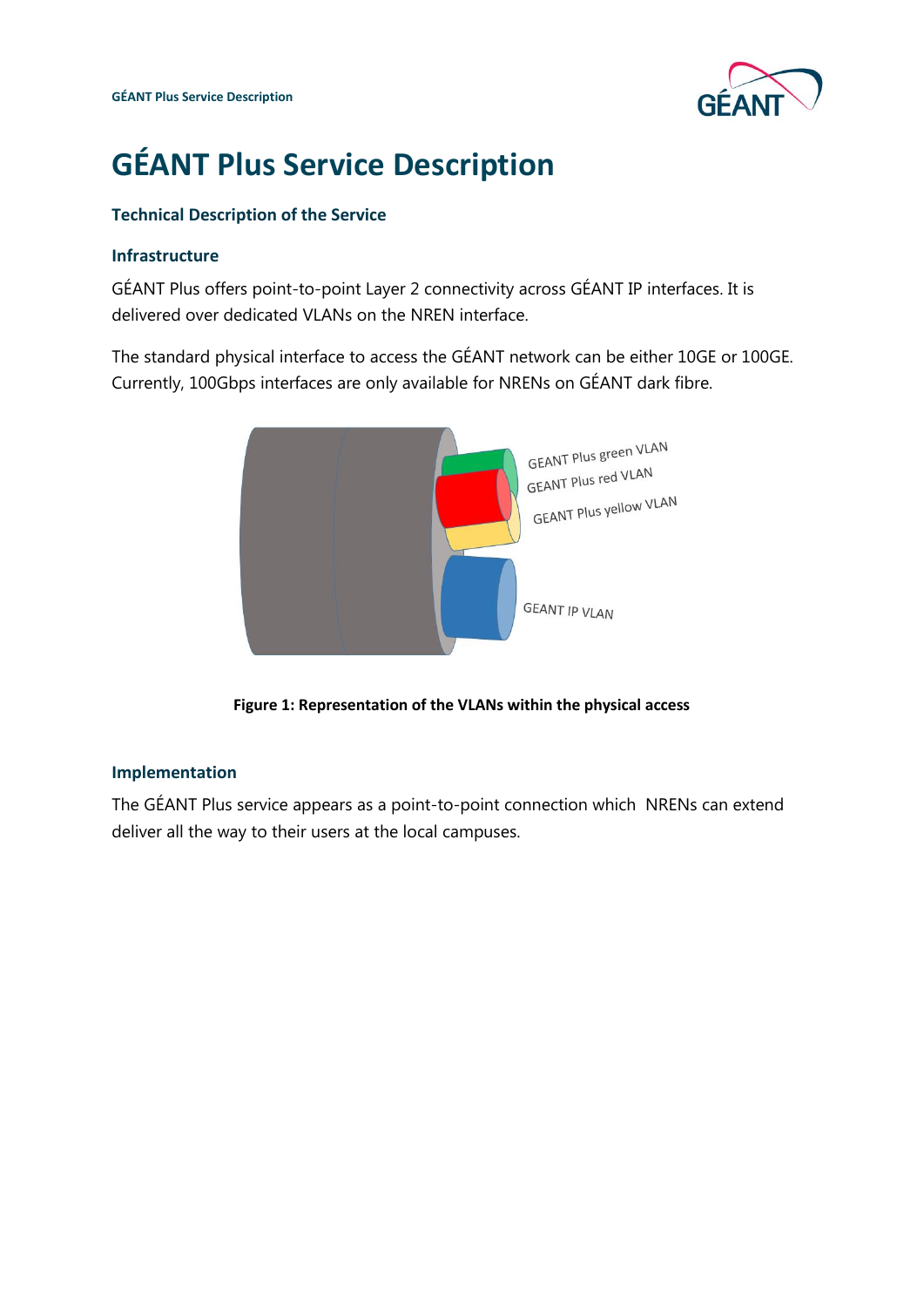# GÉANT Plus Service Description

## Technical Description of the Service

### Infrastructure

GÉANT Plus offers point-to-point Layer 2 connectivity across GÉANT IP interfaces. It is delivered over dedicated VLANs on the NREN interface.

The standard physical interface to access the GÉANT network can be either 10GE or 100GE. Currently, 100Gbps interfaces are only available for NRENs on GÉANT dark fibre.

GEANT Plus green VLAN
GEANT Plus red VLAN
GEANT Plus yellow VLAN
GEANT IP VLAN

**Figure 1: Representation of the VLANs within the physical access**

### Implementation

The GÉANT Plus service appears as a point-to-point connection which NRENs can extend deliver all the way to their users at the local campuses.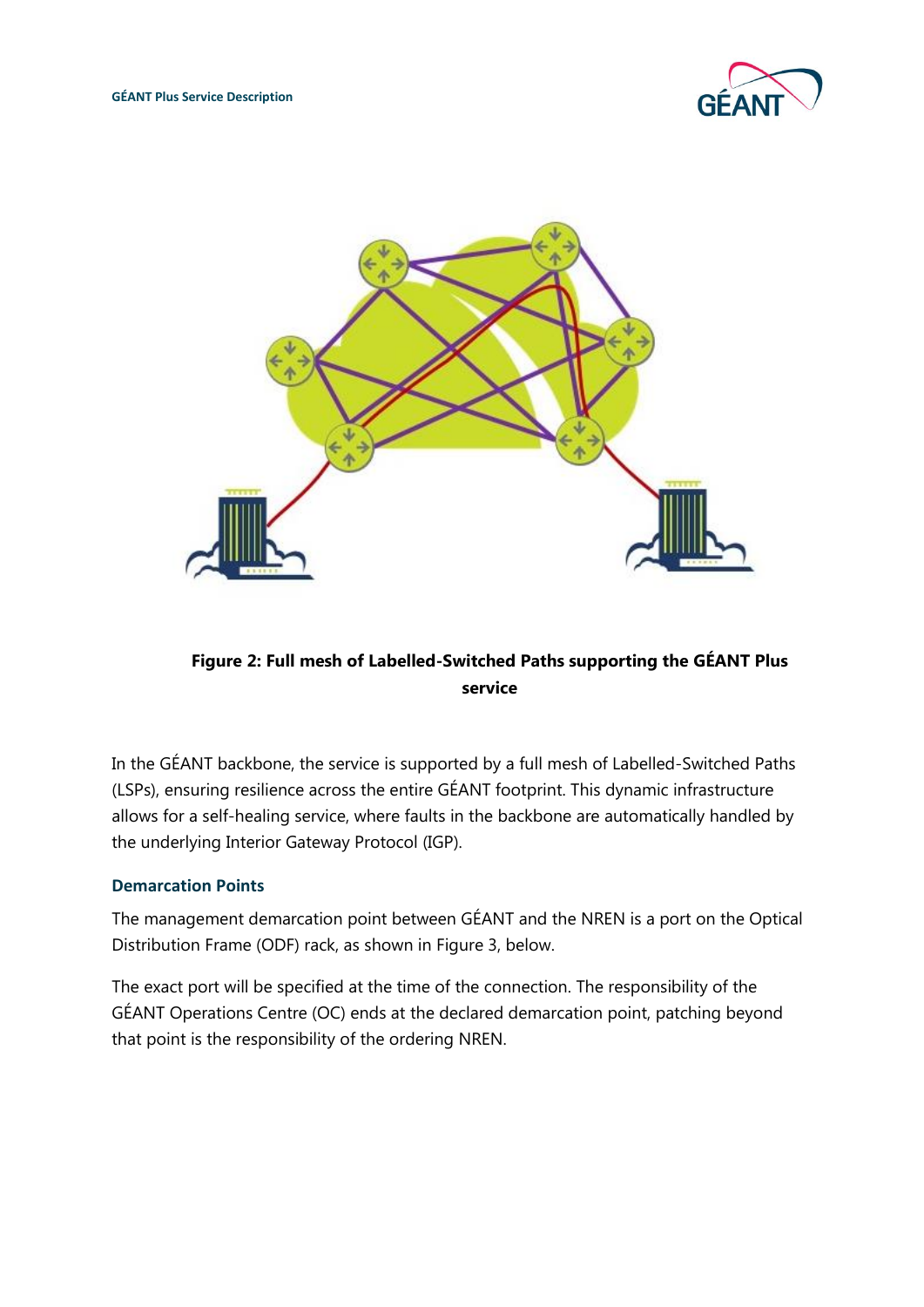**Figure 2: Full mesh of Labelled-Switched Paths supporting the GÉANT Plus service**

In the GÉANT backbone, the service is supported by a full mesh of Labelled-Switched Paths (LSPs), ensuring resilience across the entire GÉANT footprint. This dynamic infrastructure allows for a self-healing service, where faults in the backbone are automatically handled by the underlying Interior Gateway Protocol (IGP).

### Demarcation Points

The management demarcation point between GÉANT and the NREN is a port on the Optical Distribution Frame (ODF) rack, as shown in Figure 3, below.

The exact port will be specified at the time of the connection. The responsibility of the GÉANT Operations Centre (OC) ends at the declared demarcation point, patching beyond that point is the responsibility of the ordering NREN.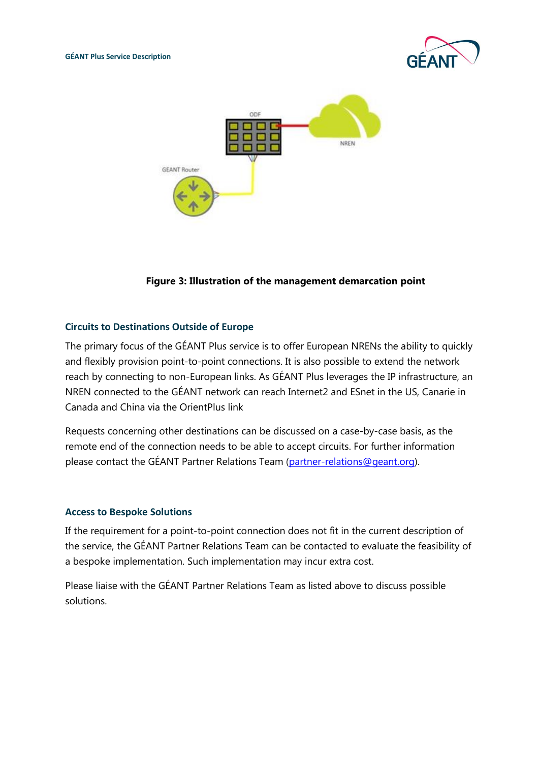**Figure 3: Illustration of the management demarcation point**

### Circuits to Destinations Outside of Europe

The primary focus of the GÉANT Plus service is to offer European NRENs the ability to quickly and flexibly provision point-to-point connections. It is also possible to extend the network reach by connecting to non-European links. As GÉANT Plus leverages the IP infrastructure, an NREN connected to the GÉANT network can reach Internet2 and ESnet in the US, Canarie in Canada and China via the OrientPlus link

Requests concerning other destinations can be discussed on a case-by-case basis, as the remote end of the connection needs to be able to accept circuits. For further information please contact the GÉANT Partner Relations Team (partner-relations@geant.org).

### Access to Bespoke Solutions

If the requirement for a point-to-point connection does not fit in the current description of the service, the GÉANT Partner Relations Team can be contacted to evaluate the feasibility of a bespoke implementation. Such implementation may incur extra cost.

Please liaise with the GÉANT Partner Relations Team as listed above to discuss possible solutions.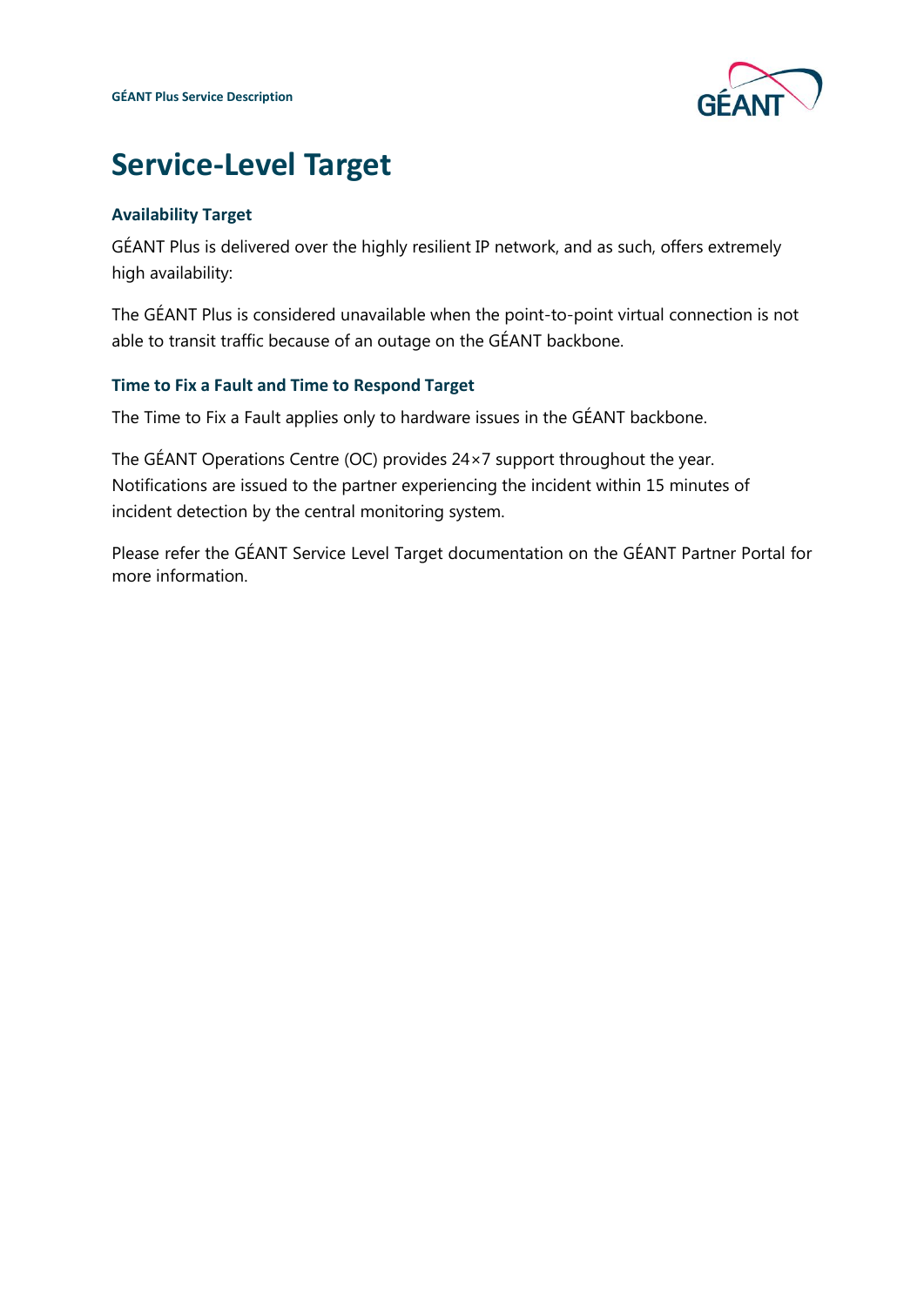# Service-Level Target

### Availability Target

GÉANT Plus is delivered over the highly resilient IP network, and as such, offers extremely high availability:

The GÉANT Plus is considered unavailable when the point-to-point virtual connection is not able to transit traffic because of an outage on the GÉANT backbone.

### Time to Fix a Fault and Time to Respond Target

The Time to Fix a Fault applies only to hardware issues in the GÉANT backbone.

The GÉANT Operations Centre (OC) provides 24×7 support throughout the year. Notifications are issued to the partner experiencing the incident within 15 minutes of incident detection by the central monitoring system.

Please refer the GÉANT Service Level Target documentation on the GÉANT Partner Portal for more information.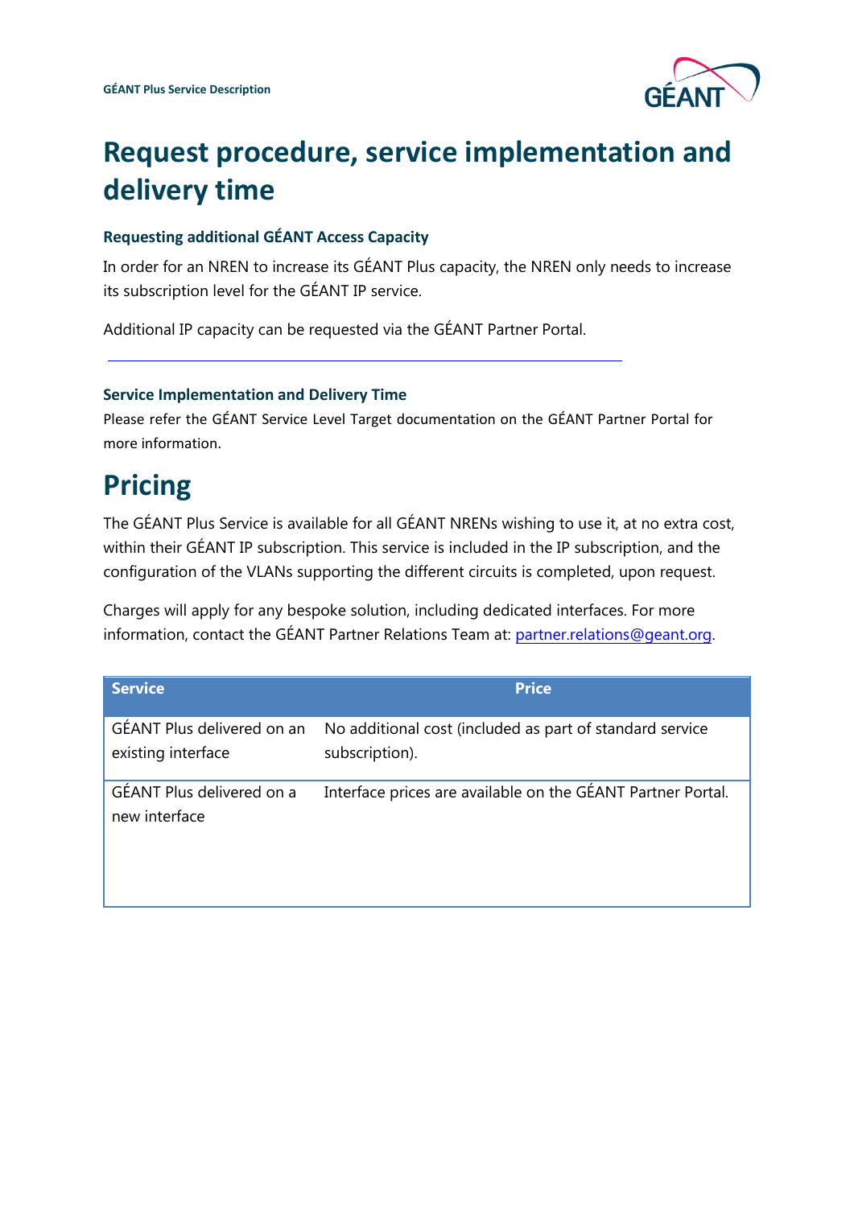# Request procedure, service implementation and delivery time

### Requesting additional GÉANT Access Capacity

In order for an NREN to increase its GÉANT Plus capacity, the NREN only needs to increase its subscription level for the GÉANT IP service.

Additional IP capacity can be requested via the GÉANT Partner Portal.

### Service Implementation and Delivery Time

Please refer the GÉANT Service Level Target documentation on the GÉANT Partner Portal for more information.

# Pricing

The GÉANT Plus Service is available for all GÉANT NRENs wishing to use it, at no extra cost, within their GÉANT IP subscription. This service is included in the IP subscription, and the configuration of the VLANs supporting the different circuits is completed, upon request.

Charges will apply for any bespoke solution, including dedicated interfaces. For more information, contact the GÉANT Partner Relations Team at: partner.relations@geant.org.

| Service | Price |
| --- | --- |
| GÉANT Plus delivered on an existing interface | No additional cost (included as part of standard service subscription). |
| GÉANT Plus delivered on a new interface | Interface prices are available on the GÉANT Partner Portal. |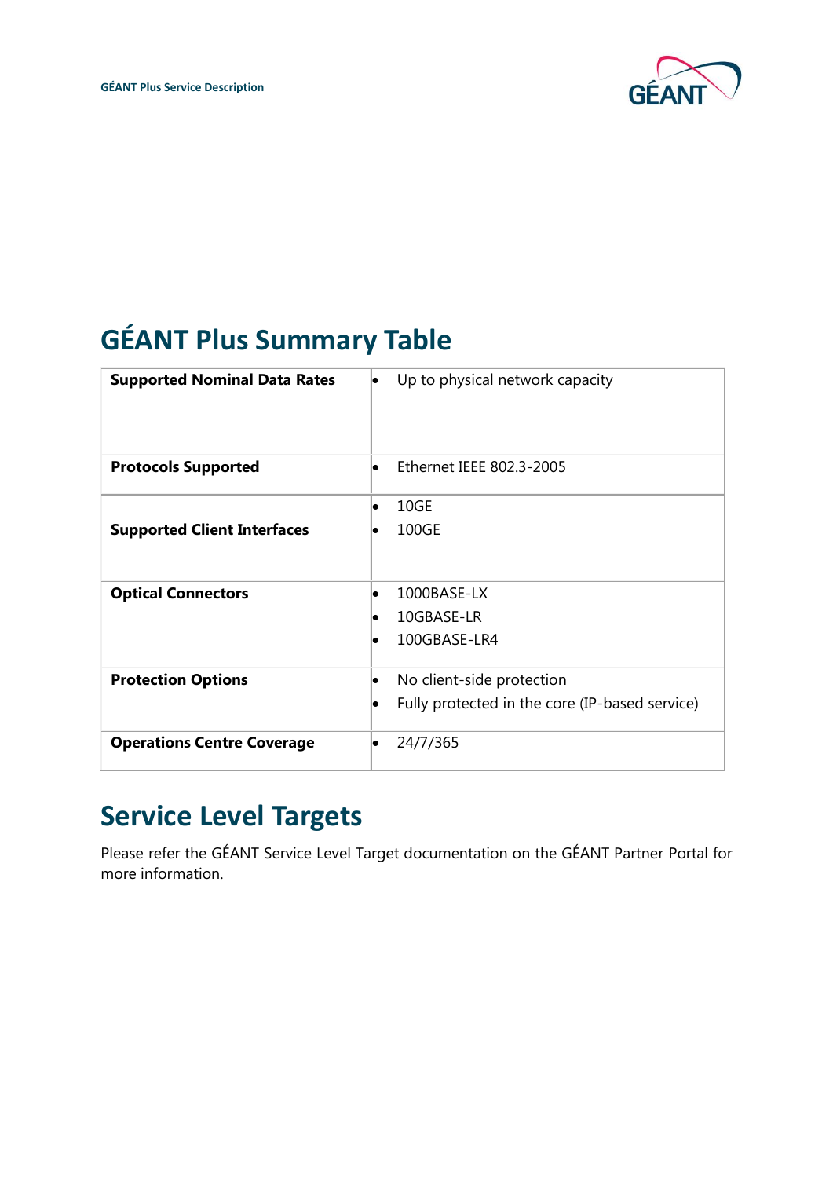## GÉANT Plus Summary Table

| | |
|---|---|
| **Supported Nominal Data Rates** | • Up to physical network capacity |
| **Protocols Supported** | • Ethernet IEEE 802.3-2005 |
| **Supported Client Interfaces** | • 10GE<br>• 100GE |
| **Optical Connectors** | • 1000BASE-LX<br>• 10GBASE-LR<br>• 100GBASE-LR4 |
| **Protection Options** | • No client-side protection<br>• Fully protected in the core (IP-based service) |
| **Operations Centre Coverage** | • 24/7/365 |

## Service Level Targets

Please refer the GÉANT Service Level Target documentation on the GÉANT Partner Portal for more information.